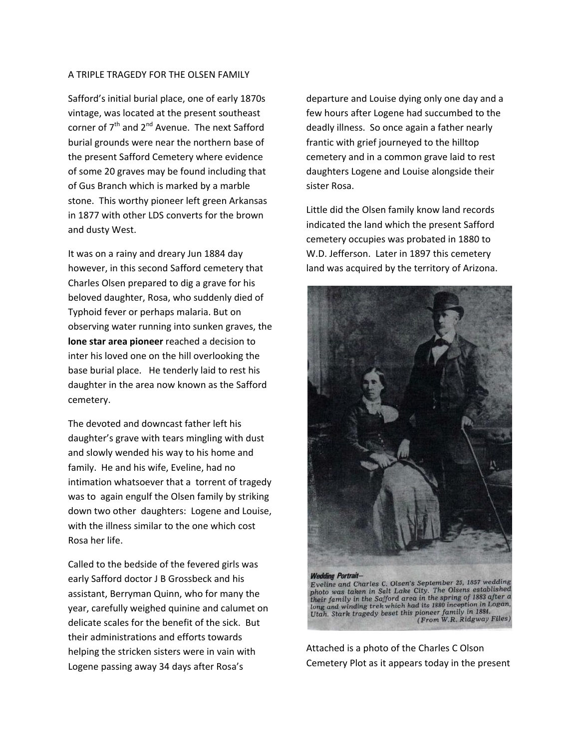A TRIPLE TRAGEDY FOR THE OLSEN FAMILY

Safford's initial burial place, one of early 1870s vintage, was located at the present southeast corner of 7th and 2nd Avenue. The next Safford burial grounds were near the northern base of the present Safford Cemetery where evidence of some 20 graves may be found including that of Gus Branch which is marked by a marble stone. This worthy pioneer left green Arkansas in 1877 with other LDS converts for the brown and dusty West.

It was on a rainy and dreary Jun 1884 day however, in this second Safford cemetery that Charles Olsen prepared to dig a grave for his beloved daughter, Rosa, who suddenly died of Typhoid fever or perhaps malaria. But on observing water running into sunken graves, the **lone star area pioneer** reached a decision to inter his loved one on the hill overlooking the base burial place. He tenderly laid to rest his daughter in the area now known as the Safford cemetery.

The devoted and downcast father left his daughter's grave with tears mingling with dust and slowly wended his way to his home and family. He and his wife, Eveline, had no intimation whatsoever that a torrent of tragedy was to again engulf the Olsen family by striking down two other daughters: Logene and Louise, with the illness similar to the one which cost Rosa her life.

Called to the bedside of the fevered girls was early Safford doctor J B Grossbeck and his assistant, Berryman Quinn, who for many the year, carefully weighed quinine and calumet on delicate scales for the benefit of the sick. But their administrations and efforts towards helping the stricken sisters were in vain with Logene passing away 34 days after Rosa's departure and Louise dying only one day and a few hours after Logene had succumbed to the deadly illness. So once again a father nearly frantic with grief journeyed to the hilltop cemetery and in a common grave laid to rest daughters Logene and Louise alongside their sister Rosa.

Little did the Olsen family know land records indicated the land which the present Safford cemetery occupies was probated in 1880 to W.D. Jefferson. Later in 1897 this cemetery land was acquired by the territory of Arizona.

***Wedding Portrait—***
*Eveline and Charles C. Olsen's September 25, 1857 wedding photo was taken in Salt Lake City. The Olsens established their family in the Safford area in the spring of 1883 after a long and winding trek which had its 1880 inception in Logan, Utah. Stark tragedy beset this pioneer family in 1884.*
*(From W.R. Ridgway Files)*

Attached is a photo of the Charles C Olson Cemetery Plot as it appears today in the present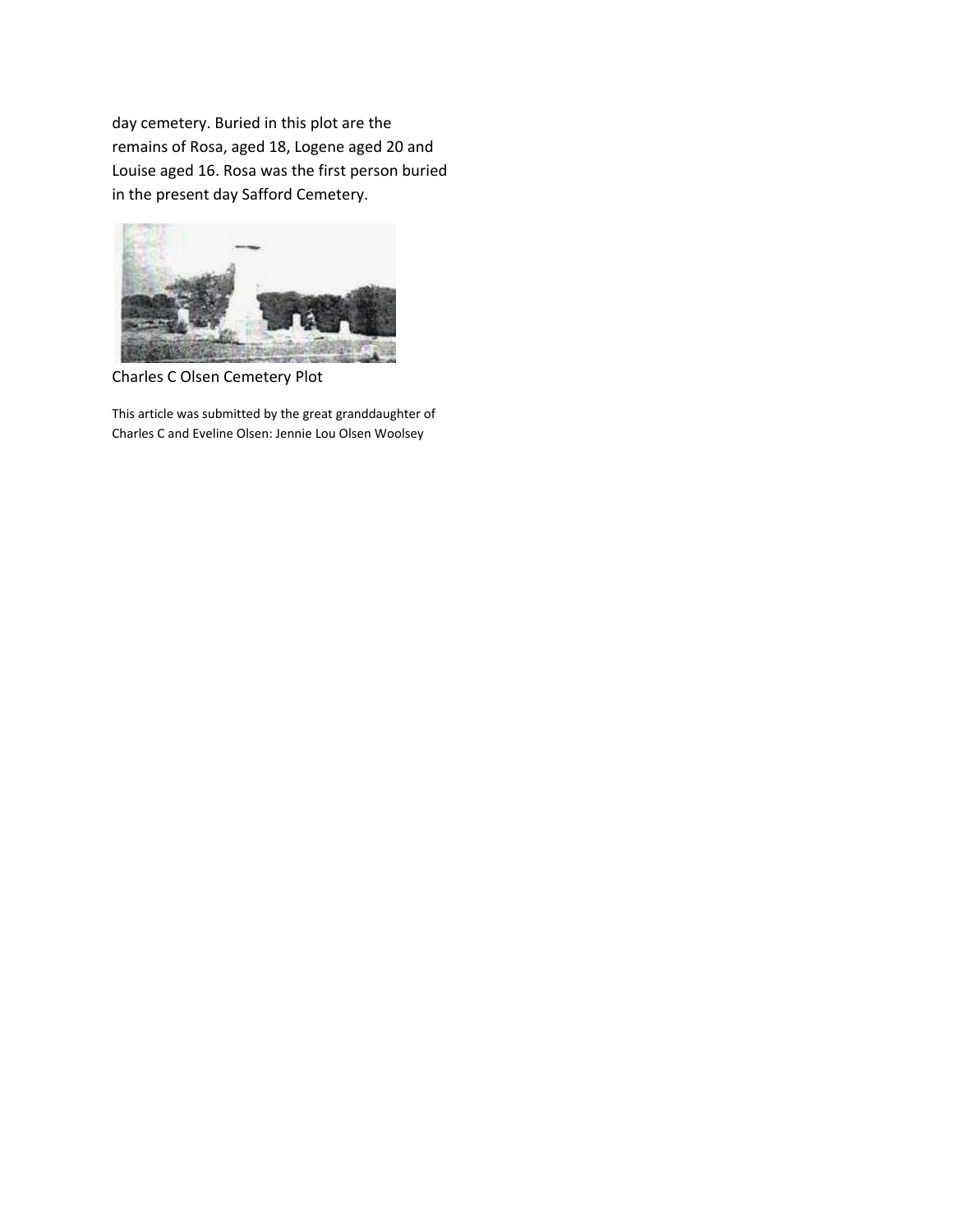day cemetery. Buried in this plot are the remains of Rosa, aged 18, Logene aged 20 and Louise aged 16. Rosa was the first person buried in the present day Safford Cemetery.

Charles C Olsen Cemetery Plot

This article was submitted by the great granddaughter of Charles C and Eveline Olsen: Jennie Lou Olsen Woolsey